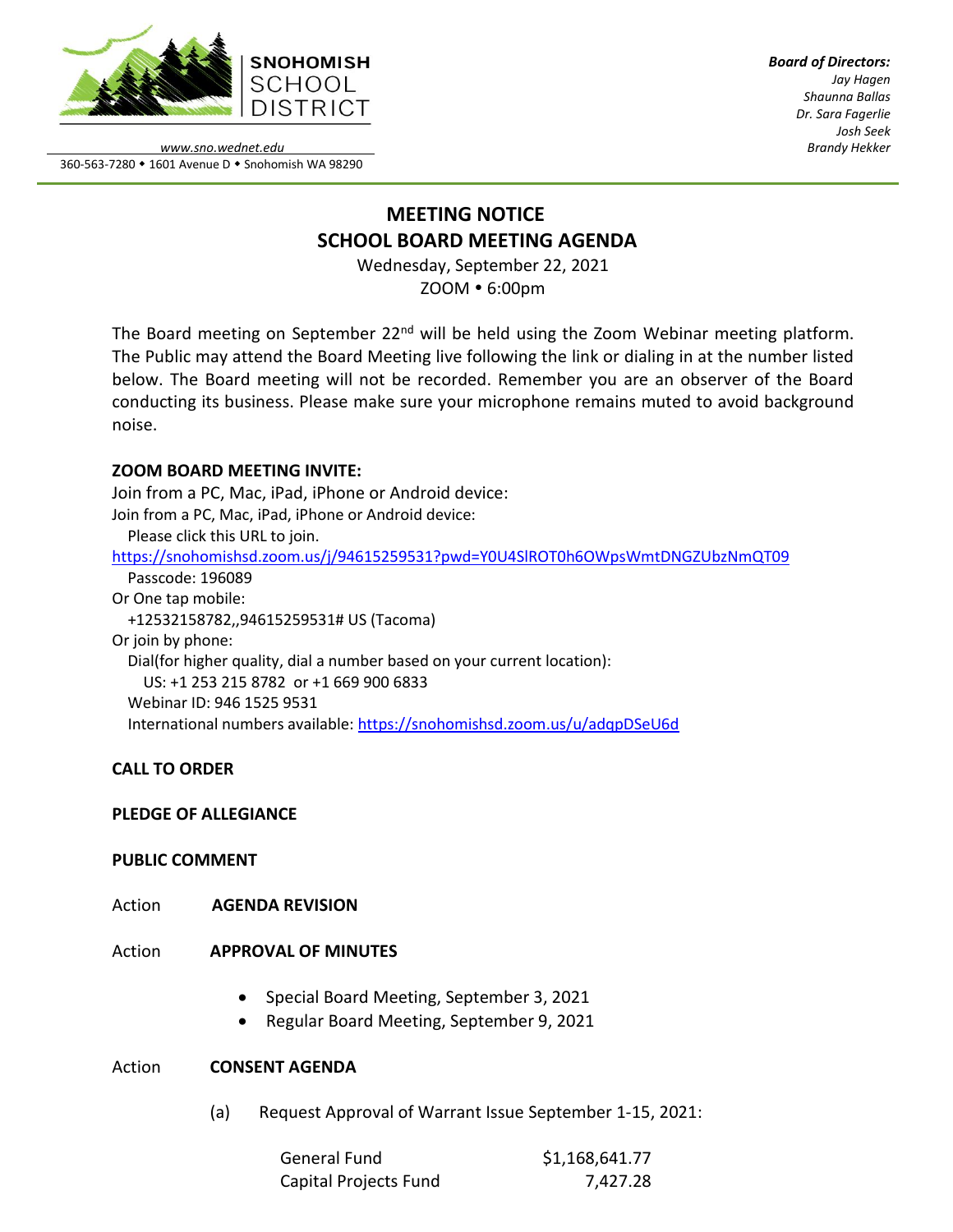**SNOHOMISH SCHOOL DISTRICT**

*www.sno.wednet.edu*

360-563-7280 • 1601 Avenue D • Snohomish WA 98290

***Board of Directors:***
*Jay Hagen*
*Shaunna Ballas*
*Dr. Sara Fagerlie*
*Josh Seek*
*Brandy Hekker*

# MEETING NOTICE
# SCHOOL BOARD MEETING AGENDA

Wednesday, September 22, 2021
ZOOM • 6:00pm

The Board meeting on September 22nd will be held using the Zoom Webinar meeting platform. The Public may attend the Board Meeting live following the link or dialing in at the number listed below. The Board meeting will not be recorded. Remember you are an observer of the Board conducting its business. Please make sure your microphone remains muted to avoid background noise.

**ZOOM BOARD MEETING INVITE:**

Join from a PC, Mac, iPad, iPhone or Android device:
Join from a PC, Mac, iPad, iPhone or Android device:
Please click this URL to join.
https://snohomishsd.zoom.us/j/94615259531?pwd=Y0U4SlROT0h6OWpsWmtDNGZUbzNmQT09
Passcode: 196089
Or One tap mobile:
+12532158782,,94615259531# US (Tacoma)
Or join by phone:
Dial(for higher quality, dial a number based on your current location):
US: +1 253 215 8782 or +1 669 900 6833
Webinar ID: 946 1525 9531
International numbers available: https://snohomishsd.zoom.us/u/adqpDSeU6d

**CALL TO ORDER**

**PLEDGE OF ALLEGIANCE**

**PUBLIC COMMENT**

Action **AGENDA REVISION**

Action **APPROVAL OF MINUTES**

- Special Board Meeting, September 3, 2021
- Regular Board Meeting, September 9, 2021

Action **CONSENT AGENDA**

(a) Request Approval of Warrant Issue September 1-15, 2021:

| | |
|---|---|
| General Fund | $1,168,641.77 |
| Capital Projects Fund | 7,427.28 |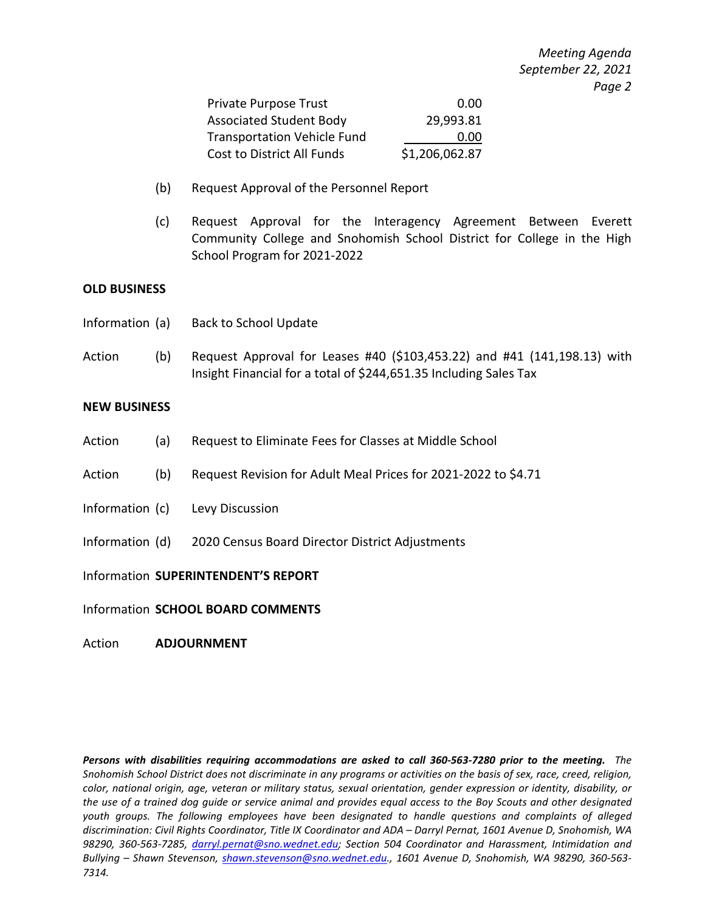| | |
|---|---|
| Private Purpose Trust | 0.00 |
| Associated Student Body | 29,993.81 |
| Transportation Vehicle Fund | 0.00 |
| Cost to District All Funds | $1,206,062.87 |

(b) Request Approval of the Personnel Report

(c) Request Approval for the Interagency Agreement Between Everett Community College and Snohomish School District for College in the High School Program for 2021-2022

**OLD BUSINESS**

Information (a) Back to School Update

Action (b) Request Approval for Leases #40 ($103,453.22) and #41 (141,198.13) with Insight Financial for a total of $244,651.35 Including Sales Tax

**NEW BUSINESS**

Action (a) Request to Eliminate Fees for Classes at Middle School

Action (b) Request Revision for Adult Meal Prices for 2021-2022 to $4.71

Information (c) Levy Discussion

Information (d) 2020 Census Board Director District Adjustments

Information **SUPERINTENDENT'S REPORT**

Information **SCHOOL BOARD COMMENTS**

Action **ADJOURNMENT**

***Persons with disabilities requiring accommodations are asked to call 360-563-7280 prior to the meeting.*** *The Snohomish School District does not discriminate in any programs or activities on the basis of sex, race, creed, religion, color, national origin, age, veteran or military status, sexual orientation, gender expression or identity, disability, or the use of a trained dog guide or service animal and provides equal access to the Boy Scouts and other designated youth groups. The following employees have been designated to handle questions and complaints of alleged discrimination: Civil Rights Coordinator, Title IX Coordinator and ADA – Darryl Pernat, 1601 Avenue D, Snohomish, WA 98290, 360-563-7285, darryl.pernat@sno.wednet.edu; Section 504 Coordinator and Harassment, Intimidation and Bullying – Shawn Stevenson, shawn.stevenson@sno.wednet.edu., 1601 Avenue D, Snohomish, WA 98290, 360-563-7314.*